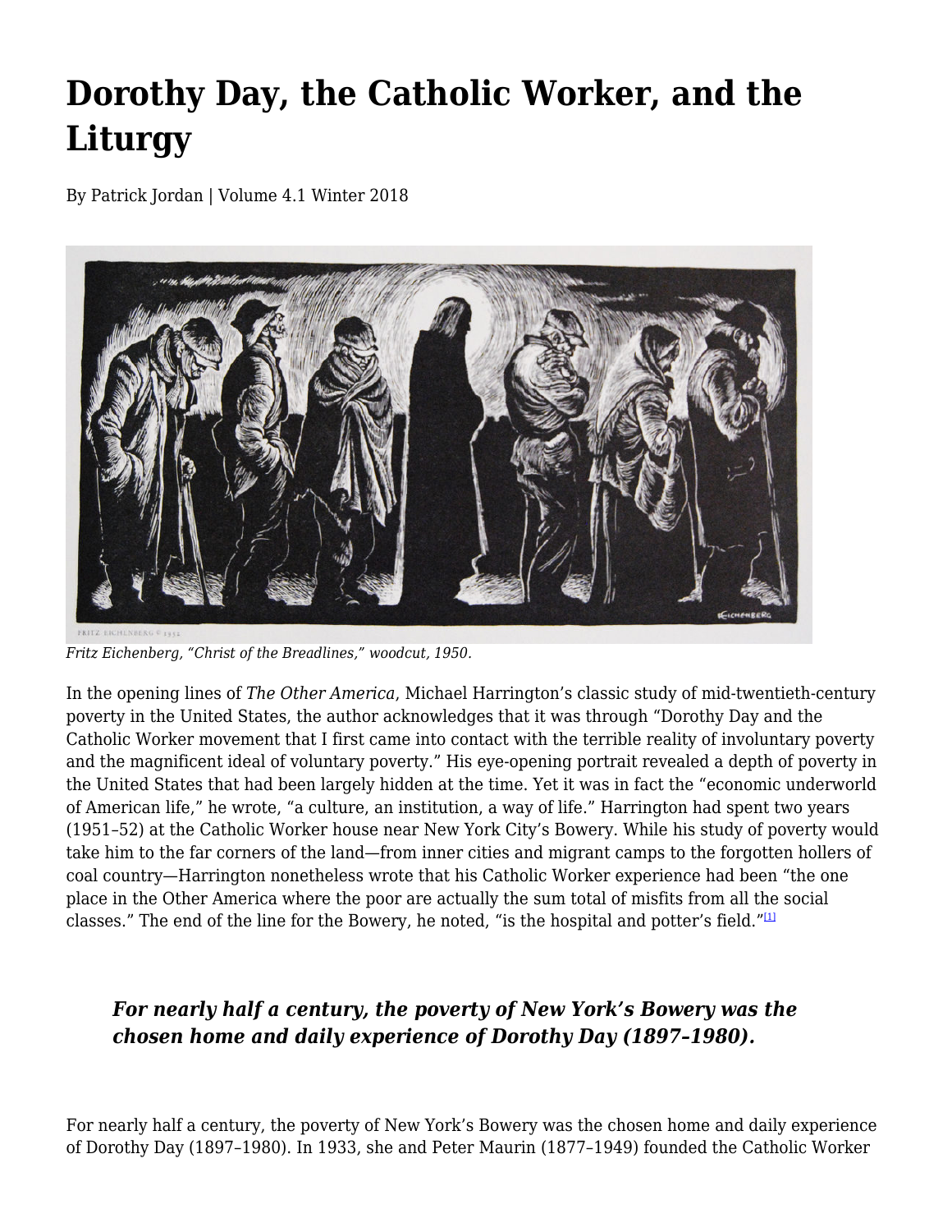# Dorothy Day, the Catholic Worker, and the Liturgy

By Patrick Jordan | Volume 4.1 Winter 2018

*Fritz Eichenberg, "Christ of the Breadlines," woodcut, 1950.*

In the opening lines of *The Other America*, Michael Harrington's classic study of mid-twentieth-century poverty in the United States, the author acknowledges that it was through "Dorothy Day and the Catholic Worker movement that I first came into contact with the terrible reality of involuntary poverty and the magnificent ideal of voluntary poverty." His eye-opening portrait revealed a depth of poverty in the United States that had been largely hidden at the time. Yet it was in fact the "economic underworld of American life," he wrote, "a culture, an institution, a way of life." Harrington had spent two years (1951–52) at the Catholic Worker house near New York City's Bowery. While his study of poverty would take him to the far corners of the land—from inner cities and migrant camps to the forgotten hollers of coal country—Harrington nonetheless wrote that his Catholic Worker experience had been "the one place in the Other America where the poor are actually the sum total of misfits from all the social classes." The end of the line for the Bowery, he noted, "is the hospital and potter's field."[1]

> ***For nearly half a century, the poverty of New York's Bowery was the chosen home and daily experience of Dorothy Day (1897–1980).***

For nearly half a century, the poverty of New York's Bowery was the chosen home and daily experience of Dorothy Day (1897–1980). In 1933, she and Peter Maurin (1877–1949) founded the Catholic Worker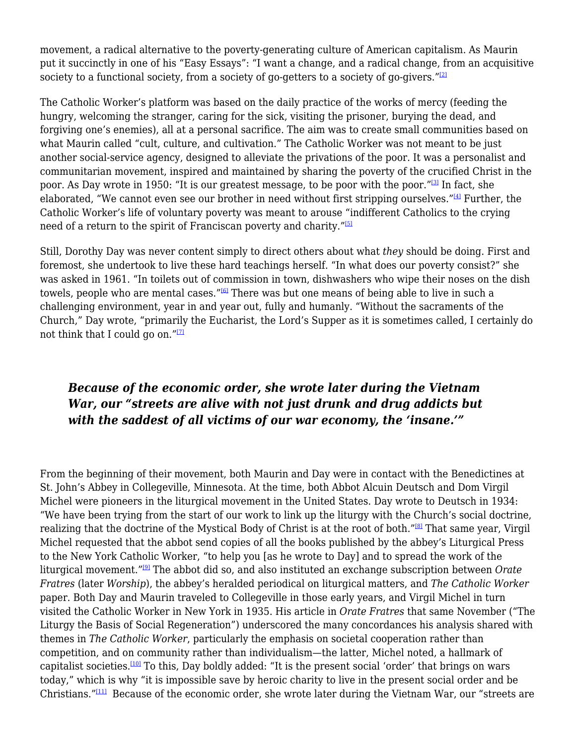movement, a radical alternative to the poverty-generating culture of American capitalism. As Maurin put it succinctly in one of his "Easy Essays": "I want a change, and a radical change, from an acquisitive society to a functional society, from a society of go-getters to a society of go-givers."[2]

The Catholic Worker's platform was based on the daily practice of the works of mercy (feeding the hungry, welcoming the stranger, caring for the sick, visiting the prisoner, burying the dead, and forgiving one's enemies), all at a personal sacrifice. The aim was to create small communities based on what Maurin called "cult, culture, and cultivation." The Catholic Worker was not meant to be just another social-service agency, designed to alleviate the privations of the poor. It was a personalist and communitarian movement, inspired and maintained by sharing the poverty of the crucified Christ in the poor. As Day wrote in 1950: "It is our greatest message, to be poor with the poor."[3] In fact, she elaborated, "We cannot even see our brother in need without first stripping ourselves."[4] Further, the Catholic Worker's life of voluntary poverty was meant to arouse "indifferent Catholics to the crying need of a return to the spirit of Franciscan poverty and charity."[5]

Still, Dorothy Day was never content simply to direct others about what *they* should be doing. First and foremost, she undertook to live these hard teachings herself. "In what does our poverty consist?" she was asked in 1961. "In toilets out of commission in town, dishwashers who wipe their noses on the dish towels, people who are mental cases."[6] There was but one means of being able to live in such a challenging environment, year in and year out, fully and humanly. "Without the sacraments of the Church," Day wrote, "primarily the Eucharist, the Lord's Supper as it is sometimes called, I certainly do not think that I could go on."[7]

> ***Because of the economic order, she wrote later during the Vietnam War, our "streets are alive with not just drunk and drug addicts but with the saddest of all victims of our war economy, the 'insane.'"***

From the beginning of their movement, both Maurin and Day were in contact with the Benedictines at St. John's Abbey in Collegeville, Minnesota. At the time, both Abbot Alcuin Deutsch and Dom Virgil Michel were pioneers in the liturgical movement in the United States. Day wrote to Deutsch in 1934: "We have been trying from the start of our work to link up the liturgy with the Church's social doctrine, realizing that the doctrine of the Mystical Body of Christ is at the root of both."[8] That same year, Virgil Michel requested that the abbot send copies of all the books published by the abbey's Liturgical Press to the New York Catholic Worker, "to help you [as he wrote to Day] and to spread the work of the liturgical movement."[9] The abbot did so, and also instituted an exchange subscription between *Orate Fratres* (later *Worship*), the abbey's heralded periodical on liturgical matters, and *The Catholic Worker* paper. Both Day and Maurin traveled to Collegeville in those early years, and Virgil Michel in turn visited the Catholic Worker in New York in 1935. His article in *Orate Fratres* that same November ("The Liturgy the Basis of Social Regeneration") underscored the many concordances his analysis shared with themes in *The Catholic Worker*, particularly the emphasis on societal cooperation rather than competition, and on community rather than individualism—the latter, Michel noted, a hallmark of capitalist societies.[10] To this, Day boldly added: "It is the present social 'order' that brings on wars today," which is why "it is impossible save by heroic charity to live in the present social order and be Christians."[11] Because of the economic order, she wrote later during the Vietnam War, our "streets are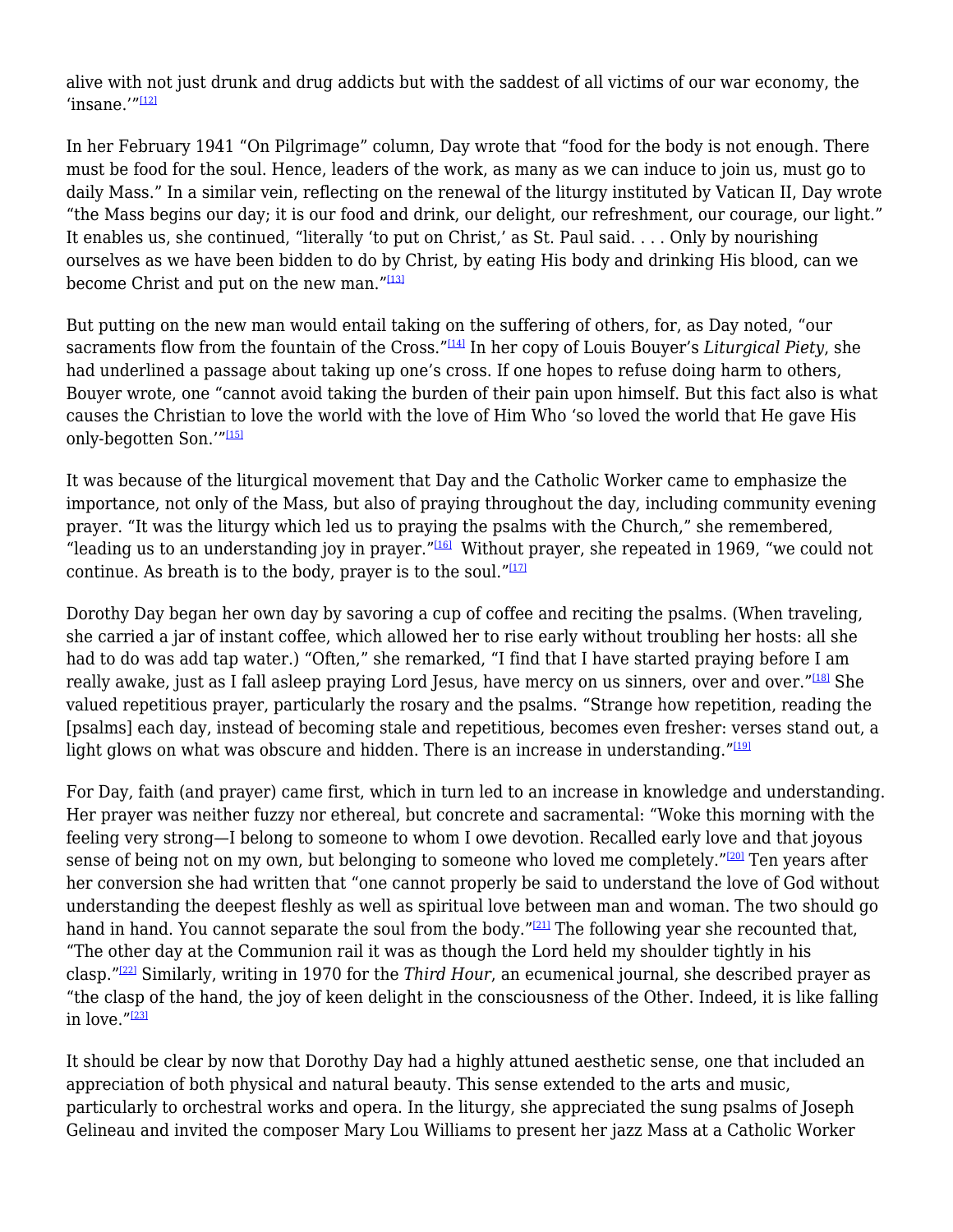alive with not just drunk and drug addicts but with the saddest of all victims of our war economy, the 'insane.'"[12]

In her February 1941 "On Pilgrimage" column, Day wrote that "food for the body is not enough. There must be food for the soul. Hence, leaders of the work, as many as we can induce to join us, must go to daily Mass." In a similar vein, reflecting on the renewal of the liturgy instituted by Vatican II, Day wrote "the Mass begins our day; it is our food and drink, our delight, our refreshment, our courage, our light." It enables us, she continued, "literally 'to put on Christ,' as St. Paul said. . . . Only by nourishing ourselves as we have been bidden to do by Christ, by eating His body and drinking His blood, can we become Christ and put on the new man."[13]

But putting on the new man would entail taking on the suffering of others, for, as Day noted, "our sacraments flow from the fountain of the Cross."[14] In her copy of Louis Bouyer's *Liturgical Piety*, she had underlined a passage about taking up one's cross. If one hopes to refuse doing harm to others, Bouyer wrote, one "cannot avoid taking the burden of their pain upon himself. But this fact also is what causes the Christian to love the world with the love of Him Who 'so loved the world that He gave His only-begotten Son.'"[15]

It was because of the liturgical movement that Day and the Catholic Worker came to emphasize the importance, not only of the Mass, but also of praying throughout the day, including community evening prayer. "It was the liturgy which led us to praying the psalms with the Church," she remembered, "leading us to an understanding joy in prayer."[16] Without prayer, she repeated in 1969, "we could not continue. As breath is to the body, prayer is to the soul."[17]

Dorothy Day began her own day by savoring a cup of coffee and reciting the psalms. (When traveling, she carried a jar of instant coffee, which allowed her to rise early without troubling her hosts: all she had to do was add tap water.) "Often," she remarked, "I find that I have started praying before I am really awake, just as I fall asleep praying Lord Jesus, have mercy on us sinners, over and over."[18] She valued repetitious prayer, particularly the rosary and the psalms. "Strange how repetition, reading the [psalms] each day, instead of becoming stale and repetitious, becomes even fresher: verses stand out, a light glows on what was obscure and hidden. There is an increase in understanding."[19]

For Day, faith (and prayer) came first, which in turn led to an increase in knowledge and understanding. Her prayer was neither fuzzy nor ethereal, but concrete and sacramental: "Woke this morning with the feeling very strong—I belong to someone to whom I owe devotion. Recalled early love and that joyous sense of being not on my own, but belonging to someone who loved me completely."[20] Ten years after her conversion she had written that "one cannot properly be said to understand the love of God without understanding the deepest fleshly as well as spiritual love between man and woman. The two should go hand in hand. You cannot separate the soul from the body."[21] The following year she recounted that, "The other day at the Communion rail it was as though the Lord held my shoulder tightly in his clasp."[22] Similarly, writing in 1970 for the *Third Hour*, an ecumenical journal, she described prayer as "the clasp of the hand, the joy of keen delight in the consciousness of the Other. Indeed, it is like falling in love."[23]

It should be clear by now that Dorothy Day had a highly attuned aesthetic sense, one that included an appreciation of both physical and natural beauty. This sense extended to the arts and music, particularly to orchestral works and opera. In the liturgy, she appreciated the sung psalms of Joseph Gelineau and invited the composer Mary Lou Williams to present her jazz Mass at a Catholic Worker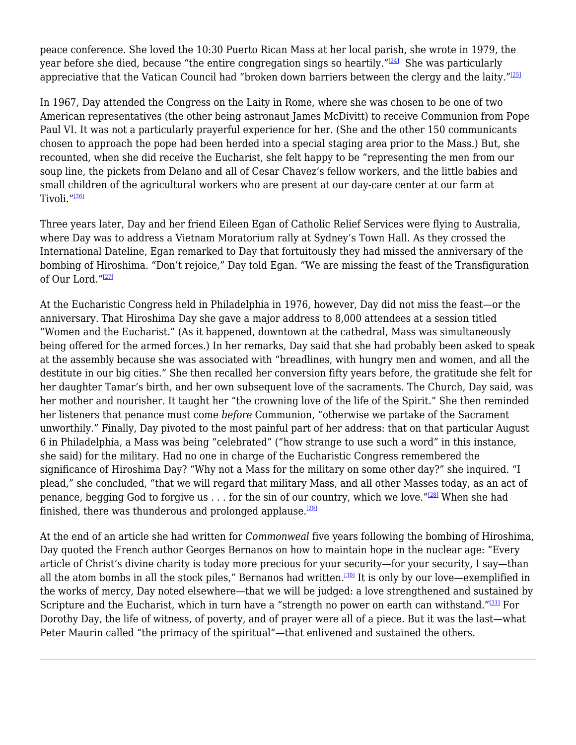peace conference. She loved the 10:30 Puerto Rican Mass at her local parish, she wrote in 1979, the year before she died, because "the entire congregation sings so heartily."[24] She was particularly appreciative that the Vatican Council had "broken down barriers between the clergy and the laity."[25]

In 1967, Day attended the Congress on the Laity in Rome, where she was chosen to be one of two American representatives (the other being astronaut James McDivitt) to receive Communion from Pope Paul VI. It was not a particularly prayerful experience for her. (She and the other 150 communicants chosen to approach the pope had been herded into a special staging area prior to the Mass.) But, she recounted, when she did receive the Eucharist, she felt happy to be "representing the men from our soup line, the pickets from Delano and all of Cesar Chavez's fellow workers, and the little babies and small children of the agricultural workers who are present at our day-care center at our farm at Tivoli."[26]

Three years later, Day and her friend Eileen Egan of Catholic Relief Services were flying to Australia, where Day was to address a Vietnam Moratorium rally at Sydney's Town Hall. As they crossed the International Dateline, Egan remarked to Day that fortuitously they had missed the anniversary of the bombing of Hiroshima. "Don't rejoice," Day told Egan. "We are missing the feast of the Transfiguration of Our Lord."[27]

At the Eucharistic Congress held in Philadelphia in 1976, however, Day did not miss the feast—or the anniversary. That Hiroshima Day she gave a major address to 8,000 attendees at a session titled "Women and the Eucharist." (As it happened, downtown at the cathedral, Mass was simultaneously being offered for the armed forces.) In her remarks, Day said that she had probably been asked to speak at the assembly because she was associated with "breadlines, with hungry men and women, and all the destitute in our big cities." She then recalled her conversion fifty years before, the gratitude she felt for her daughter Tamar's birth, and her own subsequent love of the sacraments. The Church, Day said, was her mother and nourisher. It taught her "the crowning love of the life of the Spirit." She then reminded her listeners that penance must come *before* Communion, "otherwise we partake of the Sacrament unworthily." Finally, Day pivoted to the most painful part of her address: that on that particular August 6 in Philadelphia, a Mass was being "celebrated" ("how strange to use such a word" in this instance, she said) for the military. Had no one in charge of the Eucharistic Congress remembered the significance of Hiroshima Day? "Why not a Mass for the military on some other day?" she inquired. "I plead," she concluded, "that we will regard that military Mass, and all other Masses today, as an act of penance, begging God to forgive us . . . for the sin of our country, which we love."[28] When she had finished, there was thunderous and prolonged applause.[29]

At the end of an article she had written for *Commonweal* five years following the bombing of Hiroshima, Day quoted the French author Georges Bernanos on how to maintain hope in the nuclear age: "Every article of Christ's divine charity is today more precious for your security—for your security, I say—than all the atom bombs in all the stock piles," Bernanos had written.[30] It is only by our love—exemplified in the works of mercy, Day noted elsewhere—that we will be judged: a love strengthened and sustained by Scripture and the Eucharist, which in turn have a "strength no power on earth can withstand."[31] For Dorothy Day, the life of witness, of poverty, and of prayer were all of a piece. But it was the last—what Peter Maurin called "the primacy of the spiritual"—that enlivened and sustained the others.

---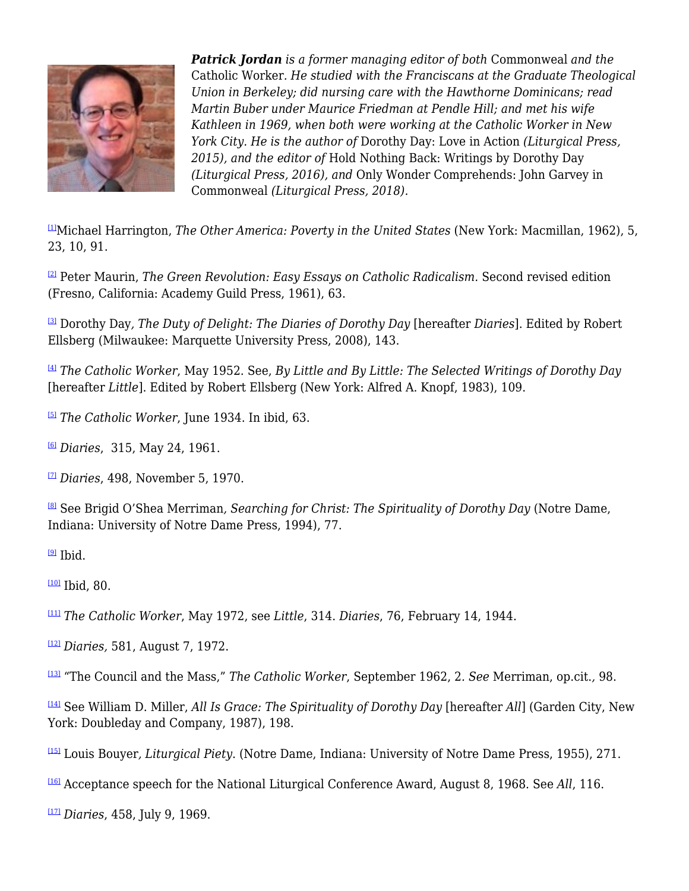***Patrick Jordan*** *is a former managing editor of both* Commonweal *and the* Catholic Worker*. He studied with the Franciscans at the Graduate Theological Union in Berkeley; did nursing care with the Hawthorne Dominicans; read Martin Buber under Maurice Friedman at Pendle Hill; and met his wife Kathleen in 1969, when both were working at the Catholic Worker in New York City. He is the author of* Dorothy Day: Love in Action *(Liturgical Press, 2015), and the editor of* Hold Nothing Back: Writings by Dorothy Day *(Liturgical Press, 2016), and* Only Wonder Comprehends: John Garvey in Commonweal *(Liturgical Press, 2018).*

[1]Michael Harrington, *The Other America: Poverty in the United States* (New York: Macmillan, 1962), 5, 23, 10, 91.

[2] Peter Maurin, *The Green Revolution: Easy Essays on Catholic Radicalism.* Second revised edition (Fresno, California: Academy Guild Press, 1961), 63.

[3] Dorothy Day*, The Duty of Delight: The Diaries of Dorothy Day* [hereafter *Diaries*]. Edited by Robert Ellsberg (Milwaukee: Marquette University Press, 2008), 143.

[4] *The Catholic Worker*, May 1952. See, *By Little and By Little: The Selected Writings of Dorothy Day* [hereafter *Little*]. Edited by Robert Ellsberg (New York: Alfred A. Knopf, 1983), 109.

[5] *The Catholic Worker*, June 1934. In ibid, 63.

[6] *Diaries*, 315, May 24, 1961.

[7] *Diaries*, 498, November 5, 1970.

[8] See Brigid O'Shea Merriman*, Searching for Christ: The Spirituality of Dorothy Day* (Notre Dame, Indiana: University of Notre Dame Press, 1994), 77.

[9] Ibid.

[10] Ibid, 80.

[11] *The Catholic Worker*, May 1972, see *Little*, 314. *Diaries*, 76, February 14, 1944.

[12] *Diaries,* 581, August 7, 1972.

[13] "The Council and the Mass," *The Catholic Worker*, September 1962, 2. *See* Merriman, op.cit.*,* 98.

[14] See William D. Miller, *All Is Grace: The Spirituality of Dorothy Day* [hereafter *All*] (Garden City, New York: Doubleday and Company, 1987), 198.

[15] Louis Bouyer*, Liturgical Piety.* (Notre Dame, Indiana: University of Notre Dame Press, 1955), 271.

[16] Acceptance speech for the National Liturgical Conference Award, August 8, 1968. See *All*, 116.

[17] *Diaries*, 458, July 9, 1969.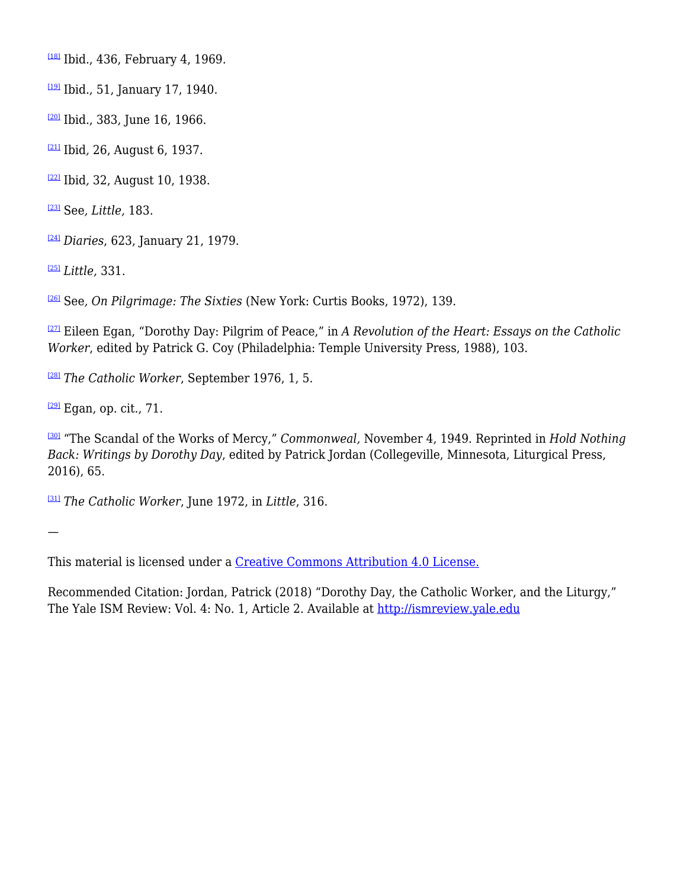[18] Ibid., 436, February 4, 1969.

[19] Ibid., 51, January 17, 1940.

[20] Ibid., 383, June 16, 1966.

[21] Ibid*,* 26, August 6, 1937.

[22] Ibid*,* 32, August 10, 1938.

[23] See*, Little,* 183.

[24] *Diaries*, 623, January 21, 1979.

[25] *Little,* 331.

[26] See*, On Pilgrimage: The Sixties* (New York: Curtis Books, 1972), 139.

[27] Eileen Egan, "Dorothy Day: Pilgrim of Peace," in *A Revolution of the Heart: Essays on the Catholic Worker*, edited by Patrick G. Coy (Philadelphia: Temple University Press, 1988), 103.

[28] *The Catholic Worker*, September 1976, 1, 5.

[29] Egan, op. cit., 71.

[30] "The Scandal of the Works of Mercy," *Commonweal,* November 4, 1949. Reprinted in *Hold Nothing Back: Writings by Dorothy Day*, edited by Patrick Jordan (Collegeville, Minnesota, Liturgical Press, 2016), 65.

[31] *The Catholic Worker*, June 1972, in *Little*, 316.

—

This material is licensed under a [Creative Commons Attribution 4.0 License.](https://creativecommons.org/licenses/by/4.0/)

Recommended Citation: Jordan, Patrick (2018) "Dorothy Day, the Catholic Worker, and the Liturgy," The Yale ISM Review: Vol. 4: No. 1, Article 2. Available at [http://ismreview.yale.edu](http://ismreview.yale.edu)